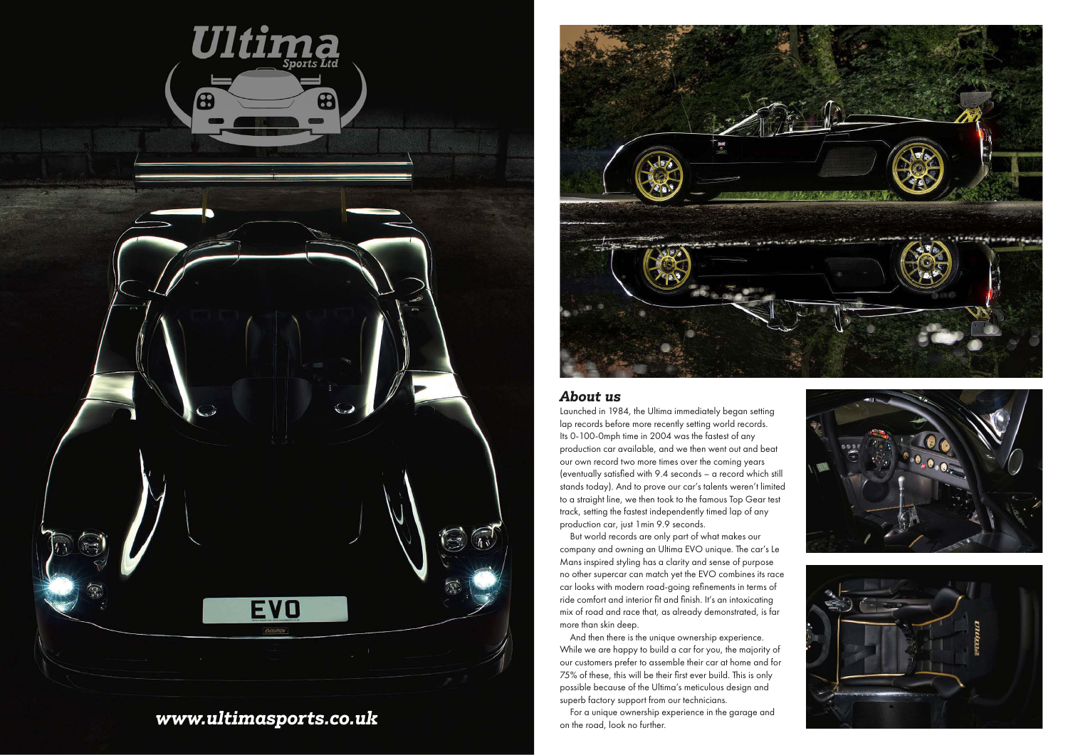# Ultima Sports Ltd

**www.ultimasports.co.uk**

## About us

Launched in 1984, the Ultima immediately began setting lap records before more recently setting world records. Its 0-100-0mph time in 2004 was the fastest of any production car available, and we then went out and beat our own record two more times over the coming years (eventually satisfied with 9.4 seconds – a record which still stands today). And to prove our car's talents weren't limited to a straight line, we then took to the famous Top Gear test track, setting the fastest independently timed lap of any production car, just 1min 9.9 seconds.

But world records are only part of what makes our company and owning an Ultima EVO unique. The car's Le Mans inspired styling has a clarity and sense of purpose no other supercar can match yet the EVO combines its race car looks with modern road-going refinements in terms of ride comfort and interior fit and finish. It's an intoxicating mix of road and race that, as already demonstrated, is far more than skin deep.

And then there is the unique ownership experience. While we are happy to build a car for you, the majority of our customers prefer to assemble their car at home and for 75% of these, this will be their first ever build. This is only possible because of the Ultima's meticulous design and superb factory support from our technicians.

For a unique ownership experience in the garage and on the road, look no further.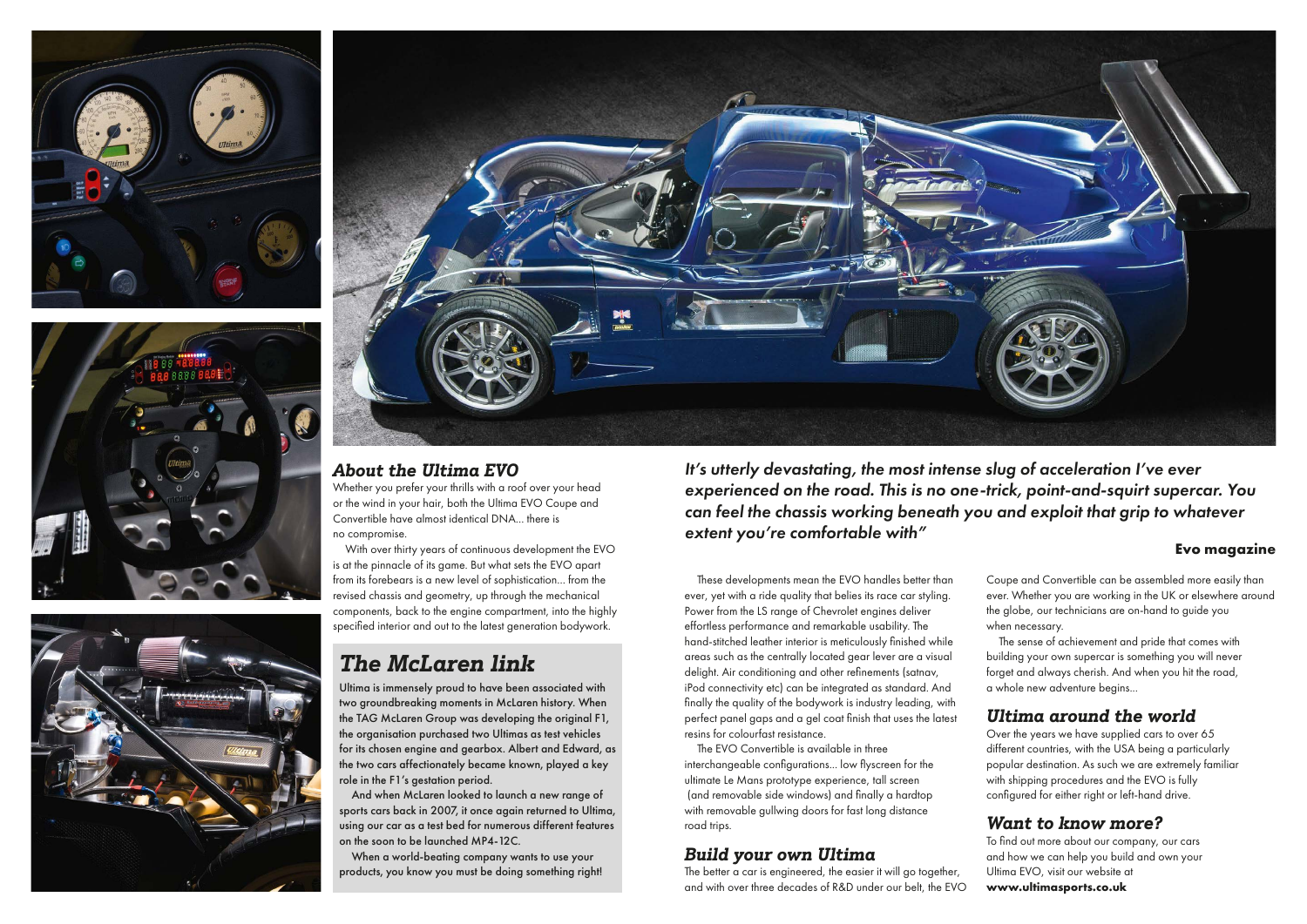## About the Ultima EVO

Whether you prefer your thrills with a roof over your head or the wind in your hair, both the Ultima EVO Coupe and Convertible have almost identical DNA... there is no compromise.

With over thirty years of continuous development the EVO is at the pinnacle of its game. But what sets the EVO apart from its forebears is a new level of sophistication... from the revised chassis and geometry, up through the mechanical components, back to the engine compartment, into the highly specified interior and out to the latest generation bodywork.

## The McLaren link

Ultima is immensely proud to have been associated with two groundbreaking moments in McLaren history. When the TAG McLaren Group was developing the original F1, the organisation purchased two Ultimas as test vehicles for its chosen engine and gearbox. Albert and Edward, as the two cars affectionately became known, played a key role in the F1's gestation period.

And when McLaren looked to launch a new range of sports cars back in 2007, it once again returned to Ultima, using our car as a test bed for numerous different features on the soon to be launched MP4-12C.

When a world-beating company wants to use your products, you know you must be doing something right!

*It's utterly devastating, the most intense slug of acceleration I've ever experienced on the road. This is no one-trick, point-and-squirt supercar. You can feel the chassis working beneath you and exploit that grip to whatever extent you're comfortable with"*

**Evo magazine**

These developments mean the EVO handles better than ever, yet with a ride quality that belies its race car styling. Power from the LS range of Chevrolet engines deliver effortless performance and remarkable usability. The hand-stitched leather interior is meticulously finished while areas such as the centrally located gear lever are a visual delight. Air conditioning and other refinements (satnav, iPod connectivity etc) can be integrated as standard. And finally the quality of the bodywork is industry leading, with perfect panel gaps and a gel coat finish that uses the latest resins for colourfast resistance.

The EVO Convertible is available in three interchangeable configurations... low flyscreen for the ultimate Le Mans prototype experience, tall screen (and removable side windows) and finally a hardtop with removable gullwing doors for fast long distance road trips.

## Build your own Ultima

The better a car is engineered, the easier it will go together, and with over three decades of R&D under our belt, the EVO Coupe and Convertible can be assembled more easily than ever. Whether you are working in the UK or elsewhere around the globe, our technicians are on-hand to guide you when necessary.

The sense of achievement and pride that comes with building your own supercar is something you will never forget and always cherish. And when you hit the road, a whole new adventure begins...

## Ultima around the world

Over the years we have supplied cars to over 65 different countries, with the USA being a particularly popular destination. As such we are extremely familiar with shipping procedures and the EVO is fully configured for either right or left-hand drive.

## Want to know more?

To find out more about our company, our cars and how we can help you build and own your Ultima EVO, visit our website at **www.ultimasports.co.uk**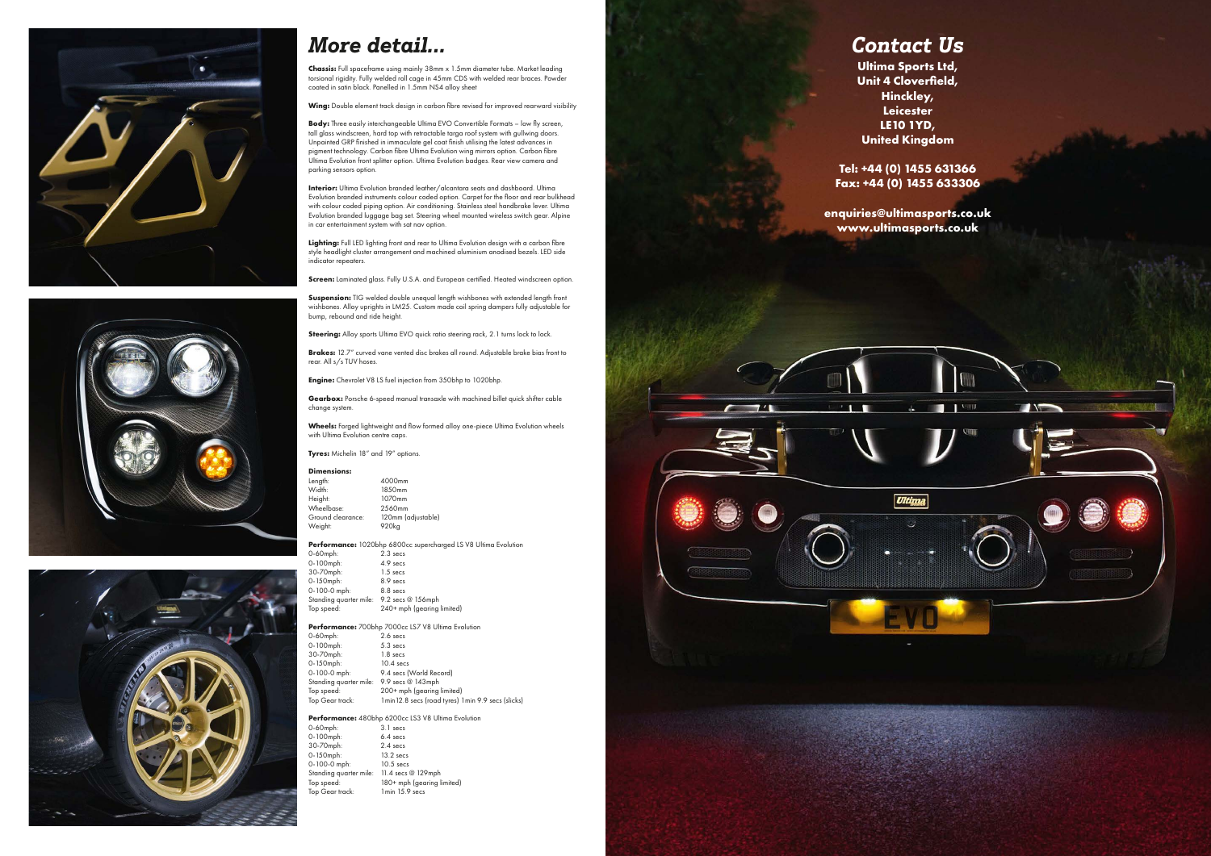# More detail...

**Chassis:** Full spaceframe using mainly 38mm x 1.5mm diameter tube. Market leading torsional rigidity. Fully welded roll cage in 45mm CDS with welded rear braces. Powder coated in satin black. Panelled in 1.5mm NS4 alloy sheet

**Wing:** Double element track design in carbon fibre revised for improved rearward visibility

**Body:** Three easily interchangeable Ultima EVO Convertible Formats – low fly screen, tall glass windscreen, hard top with retractable targa roof system with gullwing doors. Unpainted GRP finished in immaculate gel coat finish utilising the latest advances in pigment technology. Carbon fibre Ultima Evolution wing mirrors option. Carbon fibre Ultima Evolution front splitter option. Ultima Evolution badges. Rear view camera and parking sensors option.

**Interior:** Ultima Evolution branded leather/alcantara seats and dashboard. Ultima Evolution branded instruments colour coded option. Carpet for the floor and rear bulkhead with colour coded piping option. Air conditioning. Stainless steel handbrake lever. Ultima Evolution branded luggage bag set. Steering wheel mounted wireless switch gear. Alpine in car entertainment system with sat nav option.

**Lighting:** Full LED lighting front and rear to Ultima Evolution design with a carbon fibre style headlight cluster arrangement and machined aluminium anodised bezels. LED side indicator repeaters.

**Screen:** Laminated glass. Fully U.S.A. and European certified. Heated windscreen option.

**Suspension:** TIG welded double unequal length wishbones with extended length front wishbones. Alloy uprights in LM25. Custom made coil spring dampers fully adjustable for bump, rebound and ride height.

**Steering:** Alloy sports Ultima EVO quick ratio steering rack, 2.1 turns lock to lock.

**Brakes:** 12.7" curved vane vented disc brakes all round. Adjustable brake bias front to rear. All s/s TUV hoses.

**Engine:** Chevrolet V8 LS fuel injection from 350bhp to 1020bhp.

**Gearbox:** Porsche 6-speed manual transaxle with machined billet quick shifter cable change system.

**Wheels:** Forged lightweight and flow formed alloy one-piece Ultima Evolution wheels with Ultima Evolution centre caps.

**Tyres:** Michelin 18" and 19" options.

**Dimensions:**

| | |
|---|---|
| Length: | 4000mm |
| Width: | 1850mm |
| Height: | 1070mm |
| Wheelbase: | 2560mm |
| Ground clearance: | 120mm (adjustable) |
| Weight: | 920kg |

**Performance:** 1020bhp 6800cc supercharged LS V8 Ultima Evolution

| | |
|---|---|
| 0-60mph: | 2.3 secs |
| 0-100mph: | 4.9 secs |
| 30-70mph: | 1.5 secs |
| 0-150mph: | 8.9 secs |
| 0-100-0 mph: | 8.8 secs |
| Standing quarter mile: | 9.2 secs @ 156mph |
| Top speed: | 240+ mph (gearing limited) |

**Performance:** 700bhp 7000cc LS7 V8 Ultima Evolution

| | |
|---|---|
| 0-60mph: | 2.6 secs |
| 0-100mph: | 5.3 secs |
| 30-70mph: | 1.8 secs |
| 0-150mph: | 10.4 secs |
| 0-100-0 mph: | 9.4 secs (World Record) |
| Standing quarter mile: | 9.9 secs @ 143mph |
| Top speed: | 200+ mph (gearing limited) |
| Top Gear track: | 1min12.8 secs (road tyres) 1min 9.9 secs (slicks) |

**Performance:** 480bhp 6200cc LS3 V8 Ultima Evolution

| | |
|---|---|
| 0-60mph: | 3.1 secs |
| 0-100mph: | 6.4 secs |
| 30-70mph: | 2.4 secs |
| 0-150mph: | 13.2 secs |
| 0-100-0 mph: | 10.5 secs |
| Standing quarter mile: | 11.4 secs @ 129mph |
| Top speed: | 180+ mph (gearing limited) |
| Top Gear track: | 1min 15.9 secs |

# Contact Us

**Ultima Sports Ltd,**
**Unit 4 Cloverfield,**
**Hinckley,**
**Leicester**
**LE10 1YD,**
**United Kingdom**

**Tel: +44 (0) 1455 631366**
**Fax: +44 (0) 1455 633306**

**enquiries@ultimasports.co.uk**
**www.ultimasports.co.uk**